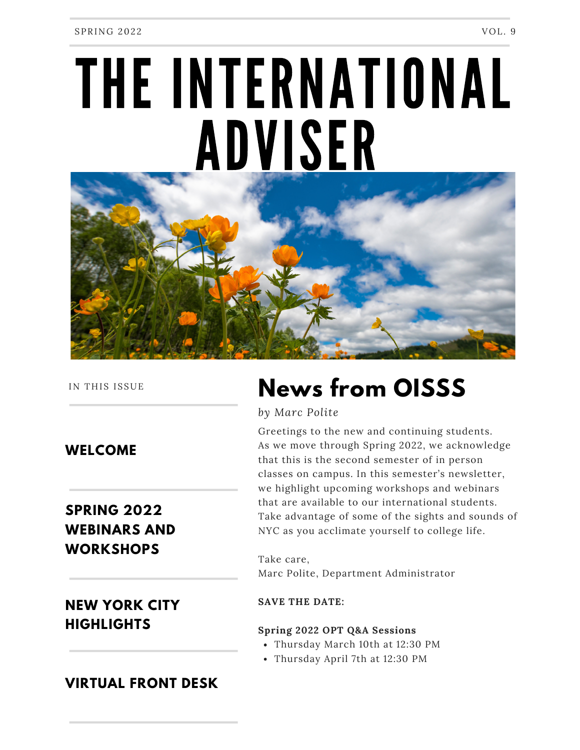SPRING 2022 VOL. 9

# THE INTERNATIONAL ADVISER

IN THIS ISSUE

**WELCOME**

**SPRING 2022 WEBINARS AND WORKSHOPS**

**NEW YORK CITY HIGHLIGHTS**

**VIRTUAL FRONT DESK**

## News from OISSS

*by Marc Polite*

Greetings to the new and continuing students. As we move through Spring 2022, we acknowledge that this is the second semester of in person classes on campus. In this semester's newsletter, we highlight upcoming workshops and webinars that are available to our international students. Take advantage of some of the sights and sounds of NYC as you acclimate yourself to college life.

Take care,
Marc Polite, Department Administrator

**SAVE THE DATE:**

**Spring 2022 OPT Q&A Sessions**

- Thursday March 10th at 12:30 PM
- Thursday April 7th at 12:30 PM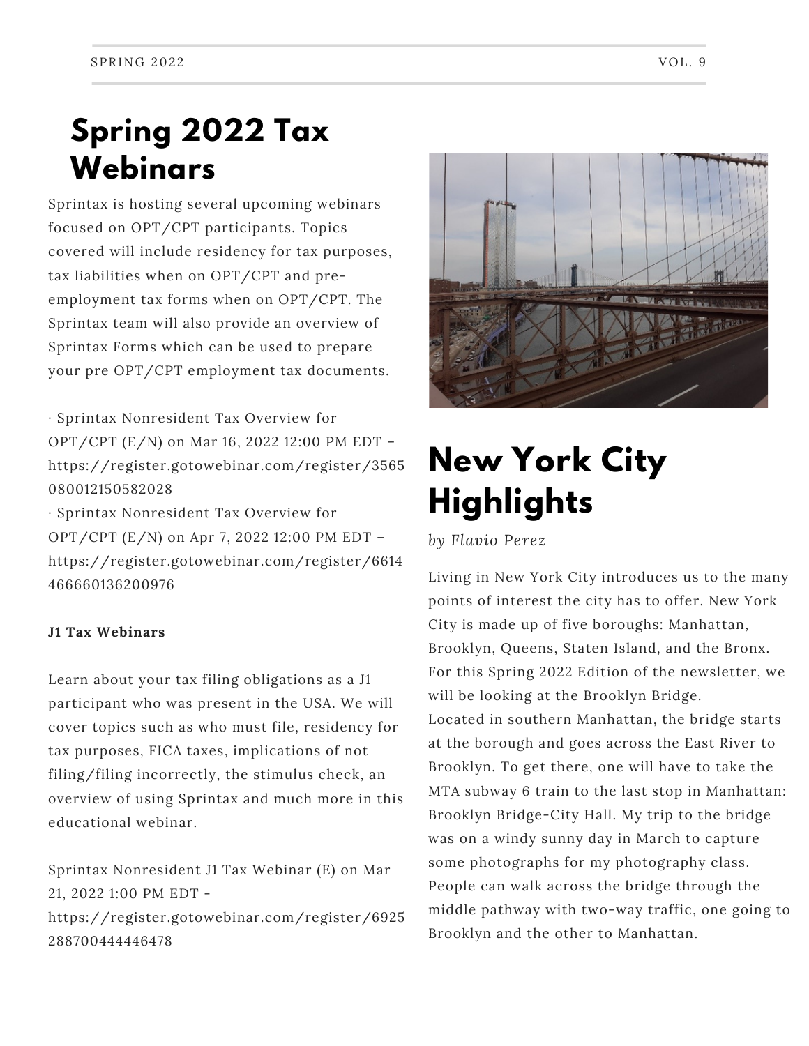# Spring 2022 Tax Webinars

Sprintax is hosting several upcoming webinars focused on OPT/CPT participants. Topics covered will include residency for tax purposes, tax liabilities when on OPT/CPT and pre-employment tax forms when on OPT/CPT. The Sprintax team will also provide an overview of Sprintax Forms which can be used to prepare your pre OPT/CPT employment tax documents.

· Sprintax Nonresident Tax Overview for OPT/CPT (E/N) on Mar 16, 2022 12:00 PM EDT – https://register.gotowebinar.com/register/3565080012150582028
· Sprintax Nonresident Tax Overview for OPT/CPT (E/N) on Apr 7, 2022 12:00 PM EDT – https://register.gotowebinar.com/register/6614466660136200976

**J1 Tax Webinars**

Learn about your tax filing obligations as a J1 participant who was present in the USA. We will cover topics such as who must file, residency for tax purposes, FICA taxes, implications of not filing/filing incorrectly, the stimulus check, an overview of using Sprintax and much more in this educational webinar.

Sprintax Nonresident J1 Tax Webinar (E) on Mar 21, 2022 1:00 PM EDT - https://register.gotowebinar.com/register/6925288700444446478

# New York City Highlights

*by Flavio Perez*

Living in New York City introduces us to the many points of interest the city has to offer. New York City is made up of five boroughs: Manhattan, Brooklyn, Queens, Staten Island, and the Bronx. For this Spring 2022 Edition of the newsletter, we will be looking at the Brooklyn Bridge.
Located in southern Manhattan, the bridge starts at the borough and goes across the East River to Brooklyn. To get there, one will have to take the MTA subway 6 train to the last stop in Manhattan: Brooklyn Bridge-City Hall. My trip to the bridge was on a windy sunny day in March to capture some photographs for my photography class. People can walk across the bridge through the middle pathway with two-way traffic, one going to Brooklyn and the other to Manhattan.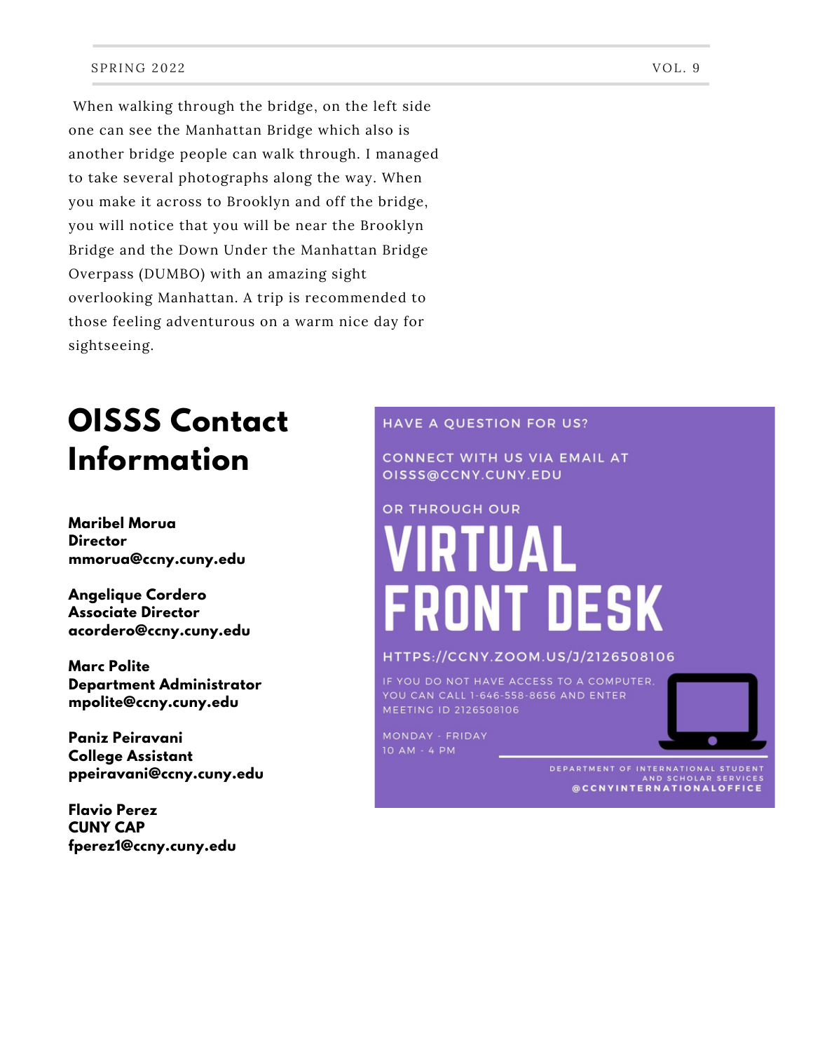When walking through the bridge, on the left side one can see the Manhattan Bridge which also is another bridge people can walk through. I managed to take several photographs along the way. When you make it across to Brooklyn and off the bridge, you will notice that you will be near the Brooklyn Bridge and the Down Under the Manhattan Bridge Overpass (DUMBO) with an amazing sight overlooking Manhattan. A trip is recommended to those feeling adventurous on a warm nice day for sightseeing.

# OISSS Contact Information

**Maribel Morua**
**Director**
**mmorua@ccny.cuny.edu**

**Angelique Cordero**
**Associate Director**
**acordero@ccny.cuny.edu**

**Marc Polite**
**Department Administrator**
**mpolite@ccny.cuny.edu**

**Paniz Peiravani**
**College Assistant**
**ppeiravani@ccny.cuny.edu**

**Flavio Perez**
**CUNY CAP**
**fperez1@ccny.cuny.edu**

HAVE A QUESTION FOR US?

CONNECT WITH US VIA EMAIL AT OISSS@CCNY.CUNY.EDU

OR THROUGH OUR

## VIRTUAL FRONT DESK

HTTPS://CCNY.ZOOM.US/J/2126508106

IF YOU DO NOT HAVE ACCESS TO A COMPUTER, YOU CAN CALL 1-646-558-8656 AND ENTER MEETING ID 2126508106

MONDAY - FRIDAY
10 AM - 4 PM

DEPARTMENT OF INTERNATIONAL STUDENT AND SCHOLAR SERVICES
**@CCNYINTERNATIONALOFFICE**